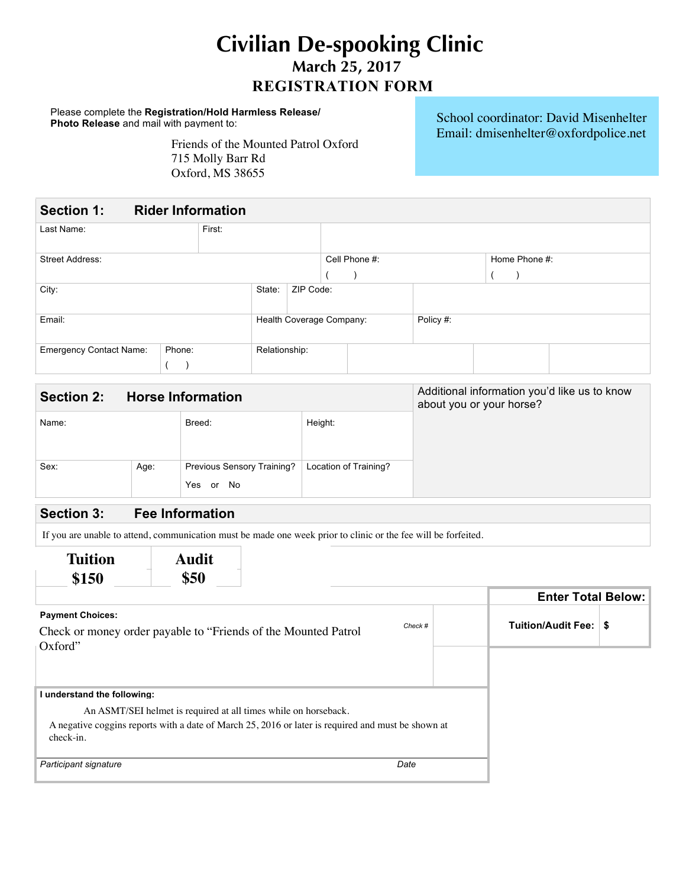# Civilian De-spooking Clinic

## March 25, 2017

## REGISTRATION FORM

Please complete the **Registration/Hold Harmless Release/ Photo Release** and mail with payment to:

Friends of the Mounted Patrol Oxford
715 Molly Barr Rd
Oxford, MS 38655

School coordinator: David Misenhelter
Email: dmisenhelter@oxfordpolice.net

| **Section 1: Rider Information** | | | | |
|---|---|---|---|---|
| Last Name: | First: | | | |
| Street Address: | | Cell Phone #: ( ) | Home Phone #: ( ) | |
| City: | State: | ZIP Code: | | |
| Email: | Health Coverage Company: | Policy #: | | |
| Emergency Contact Name: | Phone: ( ) | Relationship: | | |

| **Section 2: Horse Information** | | | | Additional information you'd like us to know about you or your horse? |
|---|---|---|---|---|
| Name: | | Breed: | Height: | |
| Sex: | Age: | Previous Sensory Training? Yes or No | Location of Training? | |

| **Section 3: Fee Information** |
|---|
| If you are unable to attend, communication must be made one week prior to clinic or the fee will be forfeited. |

| Tuition | Audit |
|---|---|
| $150 | $50 |

**Payment Choices:**

Check or money order payable to "Friends of the Mounted Patrol Oxford"

*Check #*

| **Enter Total Below:** | |
|---|---|
| **Tuition/Audit Fee:** | **$** |

**I understand the following:**

An ASMT/SEI helmet is required at all times while on horseback.

A negative coggins reports with a date of March 25, 2016 or later is required and must be shown at check-in.

*Participant signature* *Date*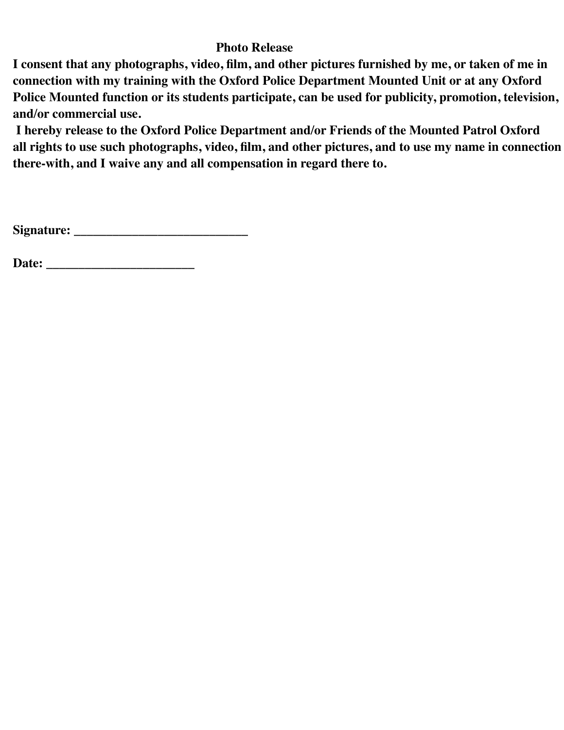# Photo Release

**I consent that any photographs, video, film, and other pictures furnished by me, or taken of me in connection with my training with the Oxford Police Department Mounted Unit or at any Oxford Police Mounted function or its students participate, can be used for publicity, promotion, television, and/or commercial use.**

**I hereby release to the Oxford Police Department and/or Friends of the Mounted Patrol Oxford all rights to use such photographs, video, film, and other pictures, and to use my name in connection there-with, and I waive any and all compensation in regard there to.**

**Signature: ___________________________**

**Date: _______________________**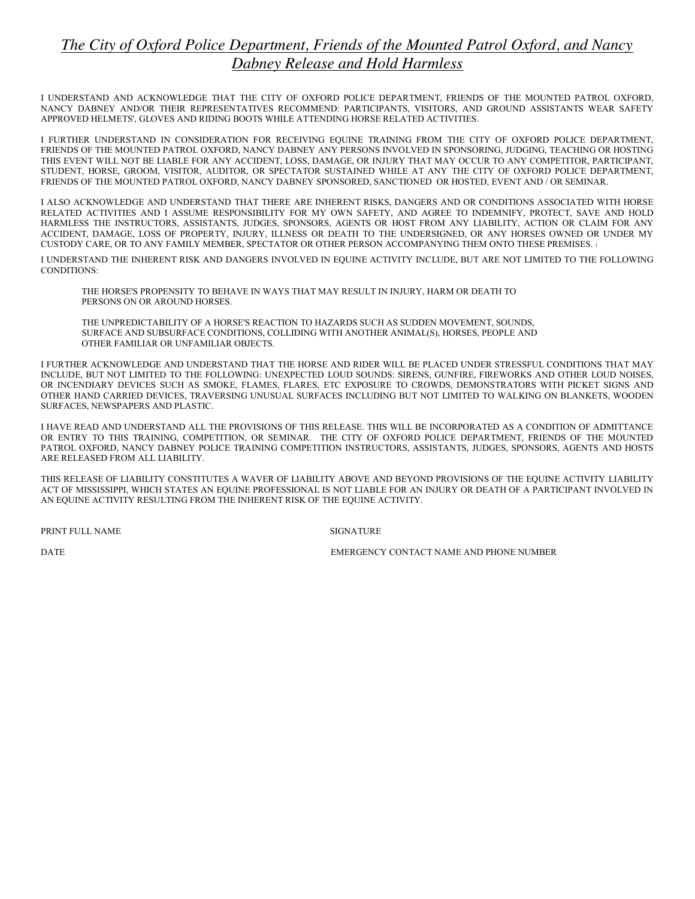# *The City of Oxford Police Department, Friends of the Mounted Patrol Oxford, and Nancy Dabney Release and Hold Harmless*

I UNDERSTAND AND ACKNOWLEDGE THAT THE CITY OF OXFORD POLICE DEPARTMENT, FRIENDS OF THE MOUNTED PATROL OXFORD, NANCY DABNEY AND/OR THEIR REPRESENTATIVES RECOMMEND: PARTICIPANTS, VISITORS, AND GROUND ASSISTANTS WEAR SAFETY APPROVED HELMETS', GLOVES AND RIDING BOOTS WHILE ATTENDING HORSE RELATED ACTIVITIES.

I FURTHER UNDERSTAND IN CONSIDERATION FOR RECEIVING EQUINE TRAINING FROM THE CITY OF OXFORD POLICE DEPARTMENT, FRIENDS OF THE MOUNTED PATROL OXFORD, NANCY DABNEY ANY PERSONS INVOLVED IN SPONSORING, JUDGING, TEACHING OR HOSTING THIS EVENT WILL NOT BE LIABLE FOR ANY ACCIDENT, LOSS, DAMAGE, OR INJURY THAT MAY OCCUR TO ANY COMPETITOR, PARTICIPANT, STUDENT, HORSE, GROOM, VISITOR, AUDITOR, OR SPECTATOR SUSTAINED WHILE AT ANY THE CITY OF OXFORD POLICE DEPARTMENT, FRIENDS OF THE MOUNTED PATROL OXFORD, NANCY DABNEY SPONSORED, SANCTIONED OR HOSTED, EVENT AND / OR SEMINAR.

I ALSO ACKNOWLEDGE AND UNDERSTAND THAT THERE ARE INHERENT RISKS, DANGERS AND OR CONDITIONS ASSOCIATED WITH HORSE RELATED ACTIVITIES AND I ASSUME RESPONSIBILITY FOR MY OWN SAFETY, AND AGREE TO INDEMNIFY, PROTECT, SAVE AND HOLD HARMLESS THE INSTRUCTORS, ASSISTANTS, JUDGES, SPONSORS, AGENTS OR HOST FROM ANY LIABILITY, ACTION OR CLAIM FOR ANY ACCIDENT, DAMAGE, LOSS OF PROPERTY, INJURY, ILLNESS OR DEATH TO THE UNDERSIGNED, OR ANY HORSES OWNED OR UNDER MY CUSTODY CARE, OR TO ANY FAMILY MEMBER, SPECTATOR OR OTHER PERSON ACCOMPANYING THEM ONTO THESE PREMISES.

I UNDERSTAND THE INHERENT RISK AND DANGERS INVOLVED IN EQUINE ACTIVITY INCLUDE, BUT ARE NOT LIMITED TO THE FOLLOWING CONDITIONS:

> THE HORSE'S PROPENSITY TO BEHAVE IN WAYS THAT MAY RESULT IN INJURY, HARM OR DEATH TO PERSONS ON OR AROUND HORSES.
>
> THE UNPREDICTABILITY OF A HORSE'S REACTION TO HAZARDS SUCH AS SUDDEN MOVEMENT, SOUNDS, SURFACE AND SUBSURFACE CONDITIONS, COLLIDING WITH ANOTHER ANIMAL(S), HORSES, PEOPLE AND OTHER FAMILIAR OR UNFAMILIAR OBJECTS.

I FURTHER ACKNOWLEDGE AND UNDERSTAND THAT THE HORSE AND RIDER WILL BE PLACED UNDER STRESSFUL CONDITIONS THAT MAY INCLUDE, BUT NOT LIMITED TO THE FOLLOWING: UNEXPECTED LOUD SOUNDS: SIRENS, GUNFIRE, FIREWORKS AND OTHER LOUD NOISES, OR INCENDIARY DEVICES SUCH AS SMOKE, FLAMES, FLARES, ETC EXPOSURE TO CROWDS, DEMONSTRATORS WITH PICKET SIGNS AND OTHER HAND CARRIED DEVICES, TRAVERSING UNUSUAL SURFACES INCLUDING BUT NOT LIMITED TO WALKING ON BLANKETS, WOODEN SURFACES, NEWSPAPERS AND PLASTIC.

I HAVE READ AND UNDERSTAND ALL THE PROVISIONS OF THIS RELEASE. THIS WILL BE INCORPORATED AS A CONDITION OF ADMITTANCE OR ENTRY TO THIS TRAINING, COMPETITION, OR SEMINAR. THE CITY OF OXFORD POLICE DEPARTMENT, FRIENDS OF THE MOUNTED PATROL OXFORD, NANCY DABNEY POLICE TRAINING COMPETITION INSTRUCTORS, ASSISTANTS, JUDGES, SPONSORS, AGENTS AND HOSTS ARE RELEASED FROM ALL LIABILITY.

THIS RELEASE OF LIABILITY CONSTITUTES A WAVER OF LIABILITY ABOVE AND BEYOND PROVISIONS OF THE EQUINE ACTIVITY LIABILITY ACT OF MISSISSIPPI, WHICH STATES AN EQUINE PROFESSIONAL IS NOT LIABLE FOR AN INJURY OR DEATH OF A PARTICIPANT INVOLVED IN AN EQUINE ACTIVITY RESULTING FROM THE INHERENT RISK OF THE EQUINE ACTIVITY.

PRINT FULL NAME

SIGNATURE

DATE

EMERGENCY CONTACT NAME AND PHONE NUMBER